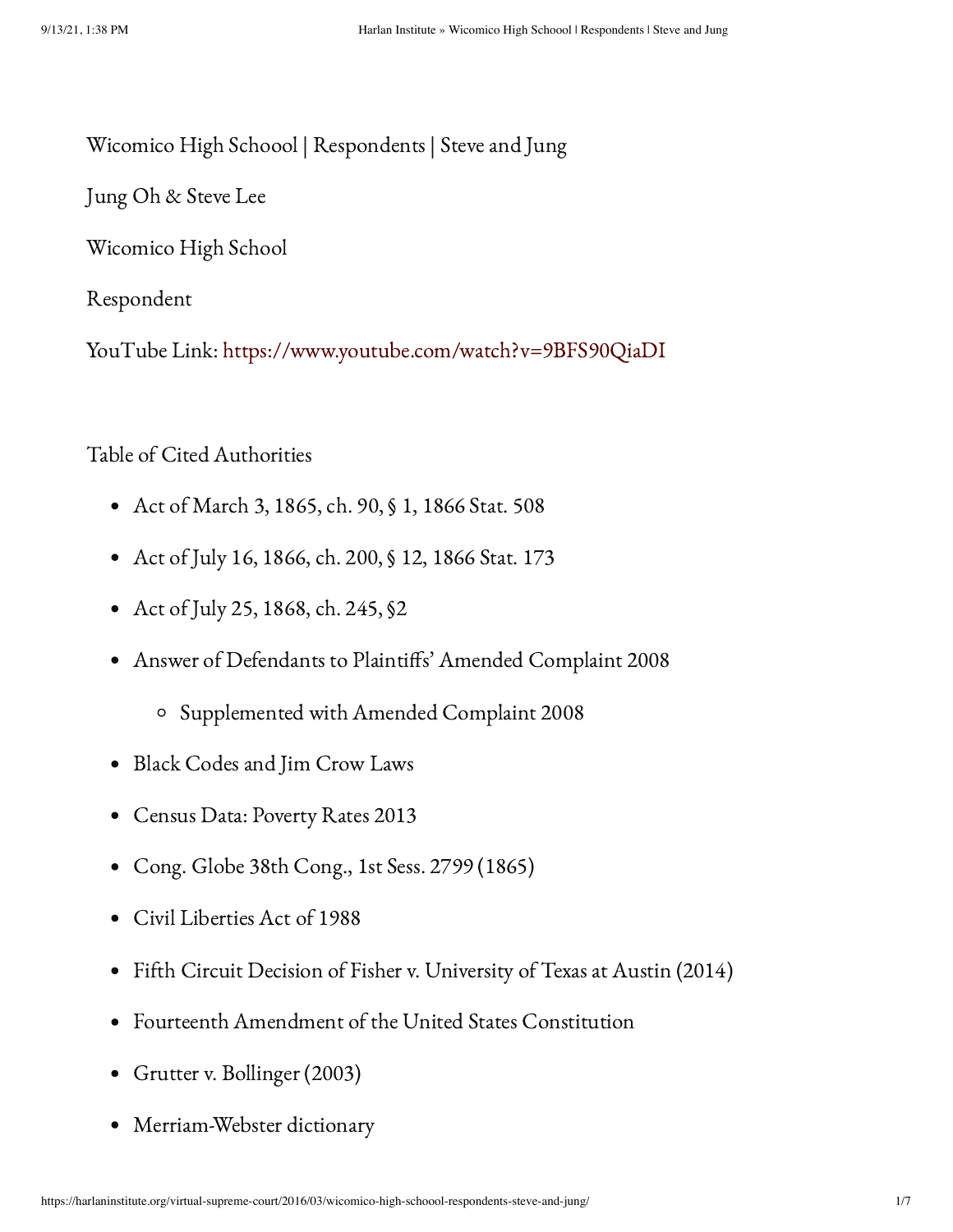Wicomico High Schoool | Respondents | Steve and Jung

Jung Oh & Steve Lee

Wicomico High School

Respondent

YouTube Link: https://www.youtube.com/watch?v=9BFS90QiaDI

Table of Cited Authorities

- Act of March 3, 1865, ch. 90, § 1, 1866 Stat. 508
- Act of July 16, 1866, ch. 200, § 12, 1866 Stat. 173
- Act of July 25, 1868, ch. 245, §2
- Answer of Defendants to Plaintiffs' Amended Complaint 2008
  - Supplemented with Amended Complaint 2008
- Black Codes and Jim Crow Laws
- Census Data: Poverty Rates 2013
- Cong. Globe 38th Cong., 1st Sess. 2799 (1865)
- Civil Liberties Act of 1988
- Fifth Circuit Decision of Fisher v. University of Texas at Austin (2014)
- Fourteenth Amendment of the United States Constitution
- Grutter v. Bollinger (2003)
- Merriam-Webster dictionary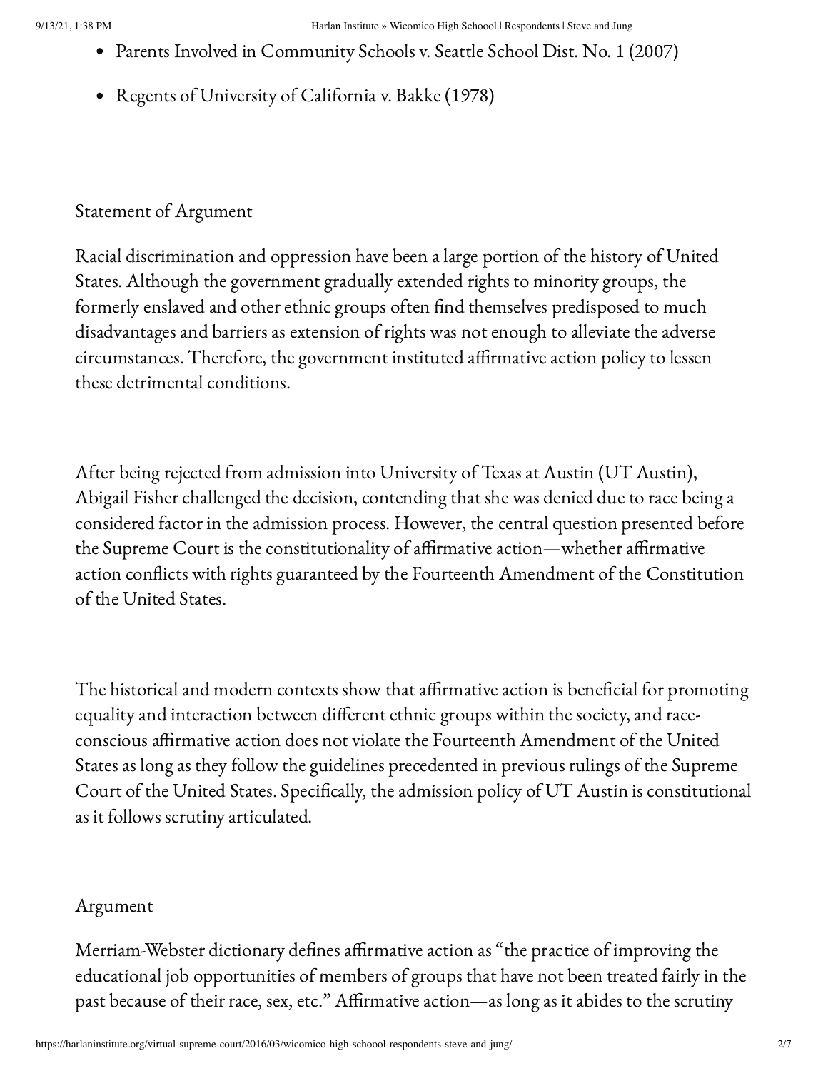- Parents Involved in Community Schools v. Seattle School Dist. No. 1 (2007)
- Regents of University of California v. Bakke (1978)

Statement of Argument

Racial discrimination and oppression have been a large portion of the history of United States. Although the government gradually extended rights to minority groups, the formerly enslaved and other ethnic groups often find themselves predisposed to much disadvantages and barriers as extension of rights was not enough to alleviate the adverse circumstances. Therefore, the government instituted affirmative action policy to lessen these detrimental conditions.

After being rejected from admission into University of Texas at Austin (UT Austin), Abigail Fisher challenged the decision, contending that she was denied due to race being a considered factor in the admission process. However, the central question presented before the Supreme Court is the constitutionality of affirmative action—whether affirmative action conflicts with rights guaranteed by the Fourteenth Amendment of the Constitution of the United States.

The historical and modern contexts show that affirmative action is beneficial for promoting equality and interaction between different ethnic groups within the society, and race-conscious affirmative action does not violate the Fourteenth Amendment of the United States as long as they follow the guidelines precedented in previous rulings of the Supreme Court of the United States. Specifically, the admission policy of UT Austin is constitutional as it follows scrutiny articulated.

Argument

Merriam-Webster dictionary defines affirmative action as "the practice of improving the educational job opportunities of members of groups that have not been treated fairly in the past because of their race, sex, etc." Affirmative action—as long as it abides to the scrutiny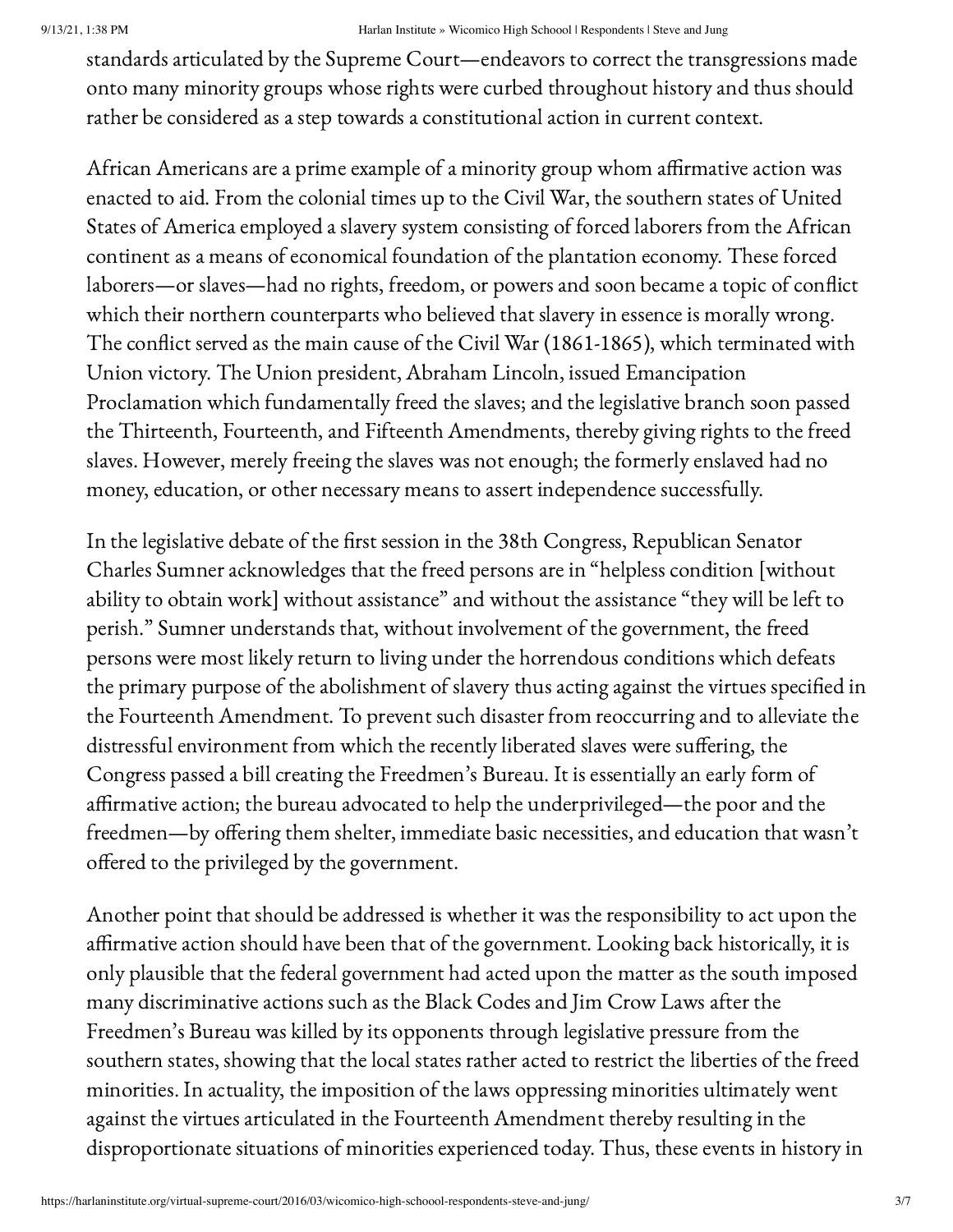standards articulated by the Supreme Court—endeavors to correct the transgressions made onto many minority groups whose rights were curbed throughout history and thus should rather be considered as a step towards a constitutional action in current context.

African Americans are a prime example of a minority group whom affirmative action was enacted to aid. From the colonial times up to the Civil War, the southern states of United States of America employed a slavery system consisting of forced laborers from the African continent as a means of economical foundation of the plantation economy. These forced laborers—or slaves—had no rights, freedom, or powers and soon became a topic of conflict which their northern counterparts who believed that slavery in essence is morally wrong. The conflict served as the main cause of the Civil War (1861-1865), which terminated with Union victory. The Union president, Abraham Lincoln, issued Emancipation Proclamation which fundamentally freed the slaves; and the legislative branch soon passed the Thirteenth, Fourteenth, and Fifteenth Amendments, thereby giving rights to the freed slaves. However, merely freeing the slaves was not enough; the formerly enslaved had no money, education, or other necessary means to assert independence successfully.

In the legislative debate of the first session in the 38th Congress, Republican Senator Charles Sumner acknowledges that the freed persons are in "helpless condition [without ability to obtain work] without assistance" and without the assistance "they will be left to perish." Sumner understands that, without involvement of the government, the freed persons were most likely return to living under the horrendous conditions which defeats the primary purpose of the abolishment of slavery thus acting against the virtues specified in the Fourteenth Amendment. To prevent such disaster from reoccurring and to alleviate the distressful environment from which the recently liberated slaves were suffering, the Congress passed a bill creating the Freedmen's Bureau. It is essentially an early form of affirmative action; the bureau advocated to help the underprivileged—the poor and the freedmen—by offering them shelter, immediate basic necessities, and education that wasn't offered to the privileged by the government.

Another point that should be addressed is whether it was the responsibility to act upon the affirmative action should have been that of the government. Looking back historically, it is only plausible that the federal government had acted upon the matter as the south imposed many discriminative actions such as the Black Codes and Jim Crow Laws after the Freedmen's Bureau was killed by its opponents through legislative pressure from the southern states, showing that the local states rather acted to restrict the liberties of the freed minorities. In actuality, the imposition of the laws oppressing minorities ultimately went against the virtues articulated in the Fourteenth Amendment thereby resulting in the disproportionate situations of minorities experienced today. Thus, these events in history in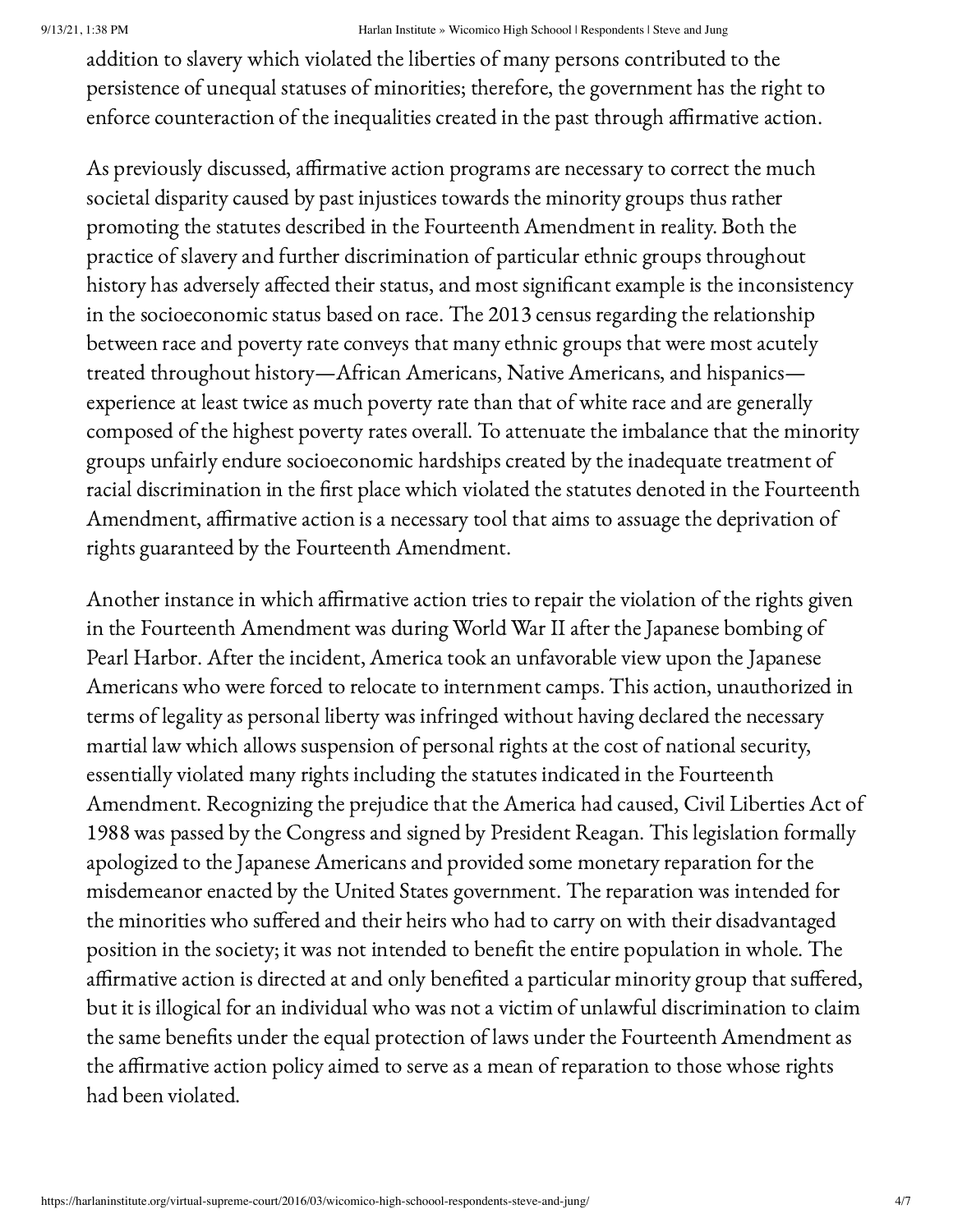addition to slavery which violated the liberties of many persons contributed to the persistence of unequal statuses of minorities; therefore, the government has the right to enforce counteraction of the inequalities created in the past through affirmative action.

As previously discussed, affirmative action programs are necessary to correct the much societal disparity caused by past injustices towards the minority groups thus rather promoting the statutes described in the Fourteenth Amendment in reality. Both the practice of slavery and further discrimination of particular ethnic groups throughout history has adversely affected their status, and most significant example is the inconsistency in the socioeconomic status based on race. The 2013 census regarding the relationship between race and poverty rate conveys that many ethnic groups that were most acutely treated throughout history—African Americans, Native Americans, and hispanics—experience at least twice as much poverty rate than that of white race and are generally composed of the highest poverty rates overall. To attenuate the imbalance that the minority groups unfairly endure socioeconomic hardships created by the inadequate treatment of racial discrimination in the first place which violated the statutes denoted in the Fourteenth Amendment, affirmative action is a necessary tool that aims to assuage the deprivation of rights guaranteed by the Fourteenth Amendment.

Another instance in which affirmative action tries to repair the violation of the rights given in the Fourteenth Amendment was during World War II after the Japanese bombing of Pearl Harbor. After the incident, America took an unfavorable view upon the Japanese Americans who were forced to relocate to internment camps. This action, unauthorized in terms of legality as personal liberty was infringed without having declared the necessary martial law which allows suspension of personal rights at the cost of national security, essentially violated many rights including the statutes indicated in the Fourteenth Amendment. Recognizing the prejudice that the America had caused, Civil Liberties Act of 1988 was passed by the Congress and signed by President Reagan. This legislation formally apologized to the Japanese Americans and provided some monetary reparation for the misdemeanor enacted by the United States government. The reparation was intended for the minorities who suffered and their heirs who had to carry on with their disadvantaged position in the society; it was not intended to benefit the entire population in whole. The affirmative action is directed at and only benefited a particular minority group that suffered, but it is illogical for an individual who was not a victim of unlawful discrimination to claim the same benefits under the equal protection of laws under the Fourteenth Amendment as the affirmative action policy aimed to serve as a mean of reparation to those whose rights had been violated.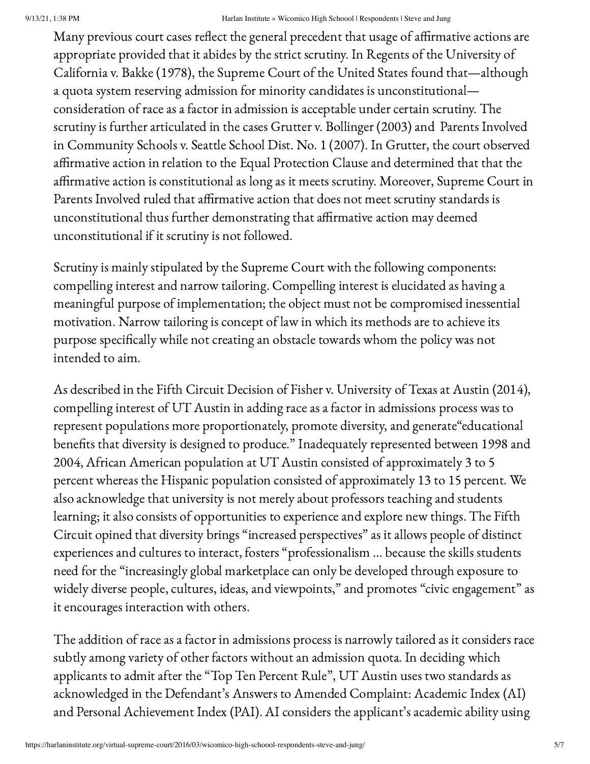Many previous court cases reflect the general precedent that usage of affirmative actions are appropriate provided that it abides by the strict scrutiny. In Regents of the University of California v. Bakke (1978), the Supreme Court of the United States found that—although a quota system reserving admission for minority candidates is unconstitutional—consideration of race as a factor in admission is acceptable under certain scrutiny. The scrutiny is further articulated in the cases Grutter v. Bollinger (2003) and Parents Involved in Community Schools v. Seattle School Dist. No. 1 (2007). In Grutter, the court observed affirmative action in relation to the Equal Protection Clause and determined that that the affirmative action is constitutional as long as it meets scrutiny. Moreover, Supreme Court in Parents Involved ruled that affirmative action that does not meet scrutiny standards is unconstitutional thus further demonstrating that affirmative action may deemed unconstitutional if it scrutiny is not followed.

Scrutiny is mainly stipulated by the Supreme Court with the following components: compelling interest and narrow tailoring. Compelling interest is elucidated as having a meaningful purpose of implementation; the object must not be compromised inessential motivation. Narrow tailoring is concept of law in which its methods are to achieve its purpose specifically while not creating an obstacle towards whom the policy was not intended to aim.

As described in the Fifth Circuit Decision of Fisher v. University of Texas at Austin (2014), compelling interest of UT Austin in adding race as a factor in admissions process was to represent populations more proportionately, promote diversity, and generate"educational benefits that diversity is designed to produce." Inadequately represented between 1998 and 2004, African American population at UT Austin consisted of approximately 3 to 5 percent whereas the Hispanic population consisted of approximately 13 to 15 percent. We also acknowledge that university is not merely about professors teaching and students learning; it also consists of opportunities to experience and explore new things. The Fifth Circuit opined that diversity brings "increased perspectives" as it allows people of distinct experiences and cultures to interact, fosters "professionalism ... because the skills students need for the "increasingly global marketplace can only be developed through exposure to widely diverse people, cultures, ideas, and viewpoints," and promotes "civic engagement" as it encourages interaction with others.

The addition of race as a factor in admissions process is narrowly tailored as it considers race subtly among variety of other factors without an admission quota. In deciding which applicants to admit after the "Top Ten Percent Rule", UT Austin uses two standards as acknowledged in the Defendant's Answers to Amended Complaint: Academic Index (AI) and Personal Achievement Index (PAI). AI considers the applicant's academic ability using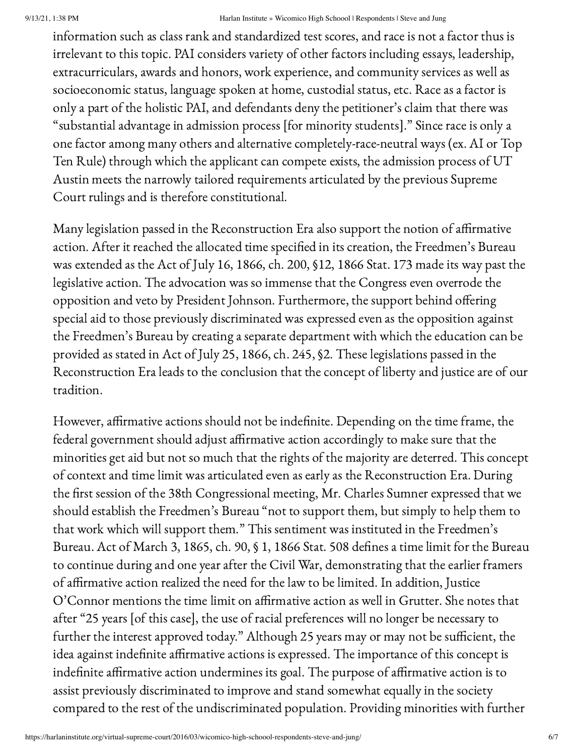information such as class rank and standardized test scores, and race is not a factor thus is irrelevant to this topic. PAI considers variety of other factors including essays, leadership, extracurriculars, awards and honors, work experience, and community services as well as socioeconomic status, language spoken at home, custodial status, etc. Race as a factor is only a part of the holistic PAI, and defendants deny the petitioner's claim that there was "substantial advantage in admission process [for minority students]." Since race is only a one factor among many others and alternative completely-race-neutral ways (ex. AI or Top Ten Rule) through which the applicant can compete exists, the admission process of UT Austin meets the narrowly tailored requirements articulated by the previous Supreme Court rulings and is therefore constitutional.

Many legislation passed in the Reconstruction Era also support the notion of affirmative action. After it reached the allocated time specified in its creation, the Freedmen's Bureau was extended as the Act of July 16, 1866, ch. 200, §12, 1866 Stat. 173 made its way past the legislative action. The advocation was so immense that the Congress even overrode the opposition and veto by President Johnson. Furthermore, the support behind offering special aid to those previously discriminated was expressed even as the opposition against the Freedmen's Bureau by creating a separate department with which the education can be provided as stated in Act of July 25, 1866, ch. 245, §2. These legislations passed in the Reconstruction Era leads to the conclusion that the concept of liberty and justice are of our tradition.

However, affirmative actions should not be indefinite. Depending on the time frame, the federal government should adjust affirmative action accordingly to make sure that the minorities get aid but not so much that the rights of the majority are deterred. This concept of context and time limit was articulated even as early as the Reconstruction Era. During the first session of the 38th Congressional meeting, Mr. Charles Sumner expressed that we should establish the Freedmen's Bureau "not to support them, but simply to help them to that work which will support them." This sentiment was instituted in the Freedmen's Bureau. Act of March 3, 1865, ch. 90, § 1, 1866 Stat. 508 defines a time limit for the Bureau to continue during and one year after the Civil War, demonstrating that the earlier framers of affirmative action realized the need for the law to be limited. In addition, Justice O'Connor mentions the time limit on affirmative action as well in Grutter. She notes that after "25 years [of this case], the use of racial preferences will no longer be necessary to further the interest approved today." Although 25 years may or may not be sufficient, the idea against indefinite affirmative actions is expressed. The importance of this concept is indefinite affirmative action undermines its goal. The purpose of affirmative action is to assist previously discriminated to improve and stand somewhat equally in the society compared to the rest of the undiscriminated population. Providing minorities with further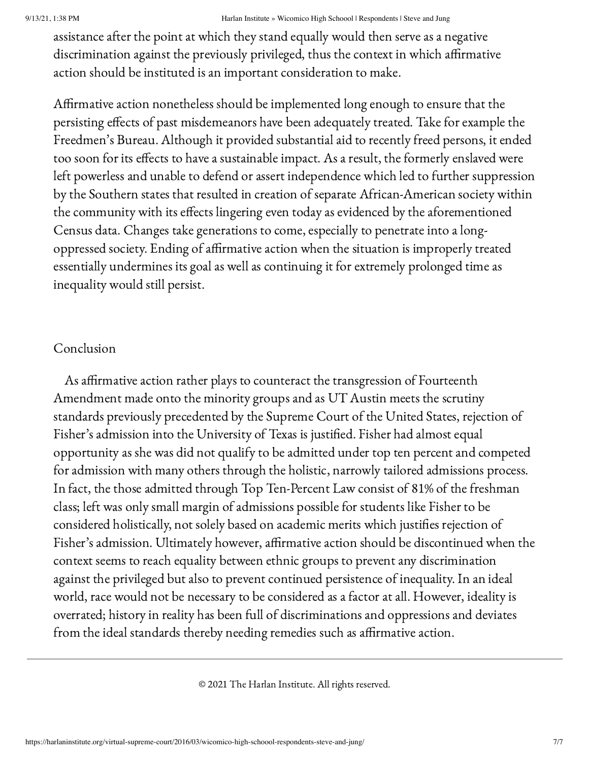assistance after the point at which they stand equally would then serve as a negative discrimination against the previously privileged, thus the context in which affirmative action should be instituted is an important consideration to make.

Affirmative action nonetheless should be implemented long enough to ensure that the persisting effects of past misdemeanors have been adequately treated. Take for example the Freedmen's Bureau. Although it provided substantial aid to recently freed persons, it ended too soon for its effects to have a sustainable impact. As a result, the formerly enslaved were left powerless and unable to defend or assert independence which led to further suppression by the Southern states that resulted in creation of separate African-American society within the community with its effects lingering even today as evidenced by the aforementioned Census data. Changes take generations to come, especially to penetrate into a long-oppressed society. Ending of affirmative action when the situation is improperly treated essentially undermines its goal as well as continuing it for extremely prolonged time as inequality would still persist.

## Conclusion

As affirmative action rather plays to counteract the transgression of Fourteenth Amendment made onto the minority groups and as UT Austin meets the scrutiny standards previously precedented by the Supreme Court of the United States, rejection of Fisher's admission into the University of Texas is justified. Fisher had almost equal opportunity as she was did not qualify to be admitted under top ten percent and competed for admission with many others through the holistic, narrowly tailored admissions process. In fact, the those admitted through Top Ten-Percent Law consist of 81% of the freshman class; left was only small margin of admissions possible for students like Fisher to be considered holistically, not solely based on academic merits which justifies rejection of Fisher's admission. Ultimately however, affirmative action should be discontinued when the context seems to reach equality between ethnic groups to prevent any discrimination against the privileged but also to prevent continued persistence of inequality. In an ideal world, race would not be necessary to be considered as a factor at all. However, ideality is overrated; history in reality has been full of discriminations and oppressions and deviates from the ideal standards thereby needing remedies such as affirmative action.

© 2021 The Harlan Institute. All rights reserved.